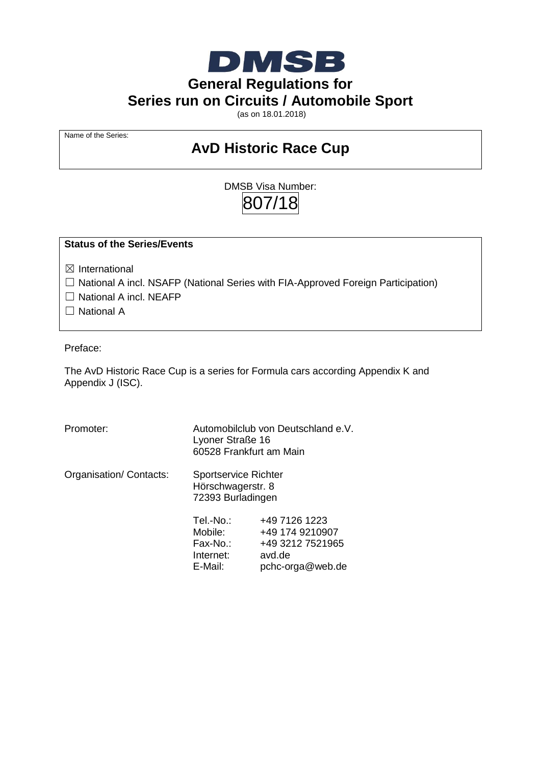DMSB

# General Regulations for Series run on Circuits / Automobile Sport

(as on 18.01.2018)

Name of the Series:

## AvD Historic Race Cup

DMSB Visa Number:

807/18

**Status of the Series/Events**

☒ International

☐ National A incl. NSAFP (National Series with FIA-Approved Foreign Participation)

☐ National A incl. NEAFP

☐ National A

Preface:

The AvD Historic Race Cup is a series for Formula cars according Appendix K and Appendix J (ISC).

| | | |
|---|---|---|
| Promoter: | Automobilclub von Deutschland e.V.<br>Lyoner Straße 16<br>60528 Frankfurt am Main | |
| Organisation/ Contacts: | Sportservice Richter<br>Hörschwagerstr. 8<br>72393 Burladingen | |
| | Tel.-No.: | +49 7126 1223 |
| | Mobile: | +49 174 9210907 |
| | Fax-No.: | +49 3212 7521965 |
| | Internet: | avd.de |
| | E-Mail: | pchc-orga@web.de |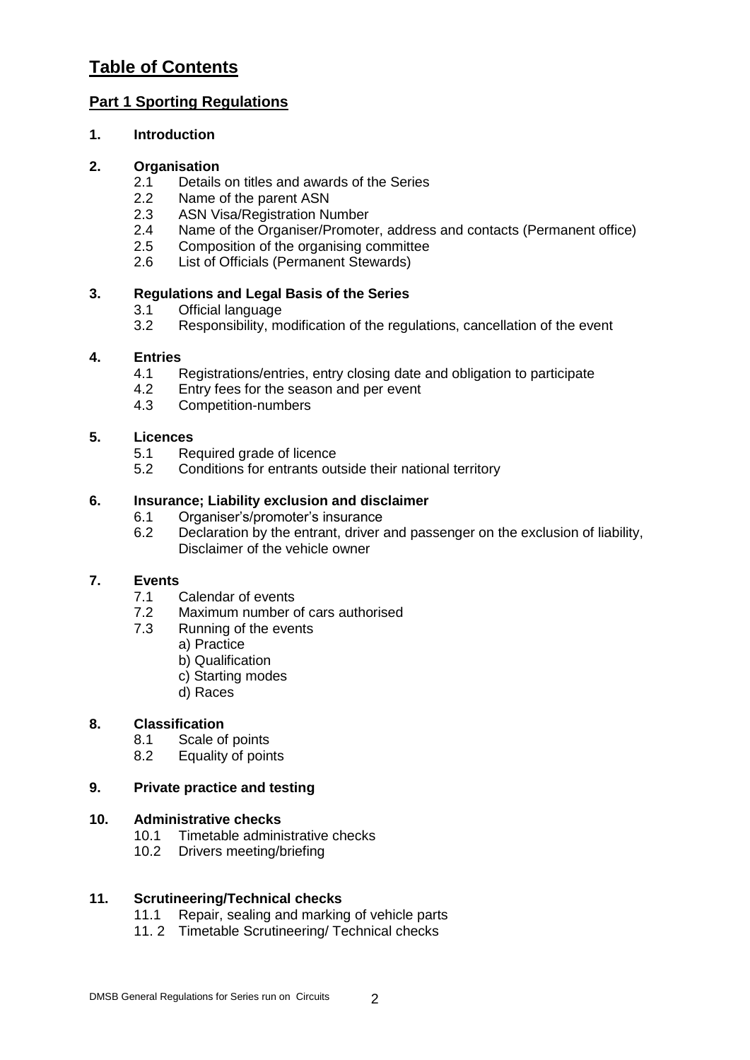# Table of Contents

## Part 1 Sporting Regulations

**1. Introduction**

**2. Organisation**

- 2.1 Details on titles and awards of the Series
- 2.2 Name of the parent ASN
- 2.3 ASN Visa/Registration Number
- 2.4 Name of the Organiser/Promoter, address and contacts (Permanent office)
- 2.5 Composition of the organising committee
- 2.6 List of Officials (Permanent Stewards)

**3. Regulations and Legal Basis of the Series**

- 3.1 Official language
- 3.2 Responsibility, modification of the regulations, cancellation of the event

**4. Entries**

- 4.1 Registrations/entries, entry closing date and obligation to participate
- 4.2 Entry fees for the season and per event
- 4.3 Competition-numbers

**5. Licences**

- 5.1 Required grade of licence
- 5.2 Conditions for entrants outside their national territory

**6. Insurance; Liability exclusion and disclaimer**

- 6.1 Organiser's/promoter's insurance
- 6.2 Declaration by the entrant, driver and passenger on the exclusion of liability, Disclaimer of the vehicle owner

**7. Events**

- 7.1 Calendar of events
- 7.2 Maximum number of cars authorised
- 7.3 Running of the events
  - a) Practice
  - b) Qualification
  - c) Starting modes
  - d) Races

**8. Classification**

- 8.1 Scale of points
- 8.2 Equality of points

**9. Private practice and testing**

**10. Administrative checks**

- 10.1 Timetable administrative checks
- 10.2 Drivers meeting/briefing

**11. Scrutineering/Technical checks**

- 11.1 Repair, sealing and marking of vehicle parts
- 11. 2 Timetable Scrutineering/ Technical checks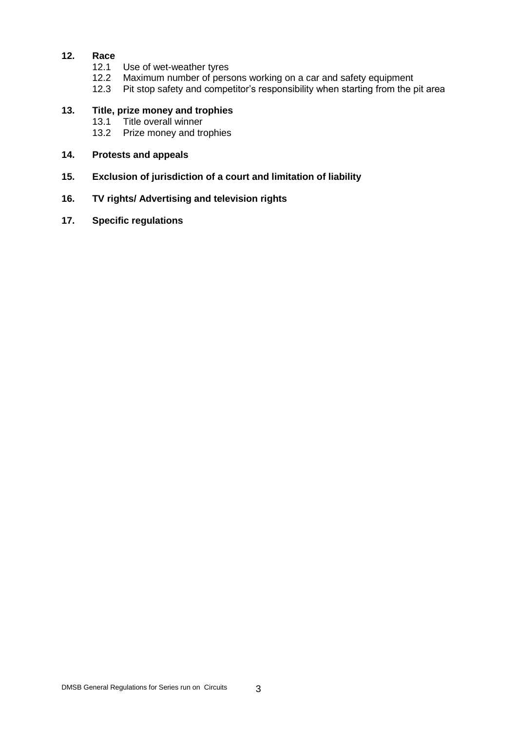**12. Race**

- 12.1 Use of wet-weather tyres
- 12.2 Maximum number of persons working on a car and safety equipment
- 12.3 Pit stop safety and competitor's responsibility when starting from the pit area

**13. Title, prize money and trophies**

- 13.1 Title overall winner
- 13.2 Prize money and trophies

**14. Protests and appeals**

**15. Exclusion of jurisdiction of a court and limitation of liability**

**16. TV rights/ Advertising and television rights**

**17. Specific regulations**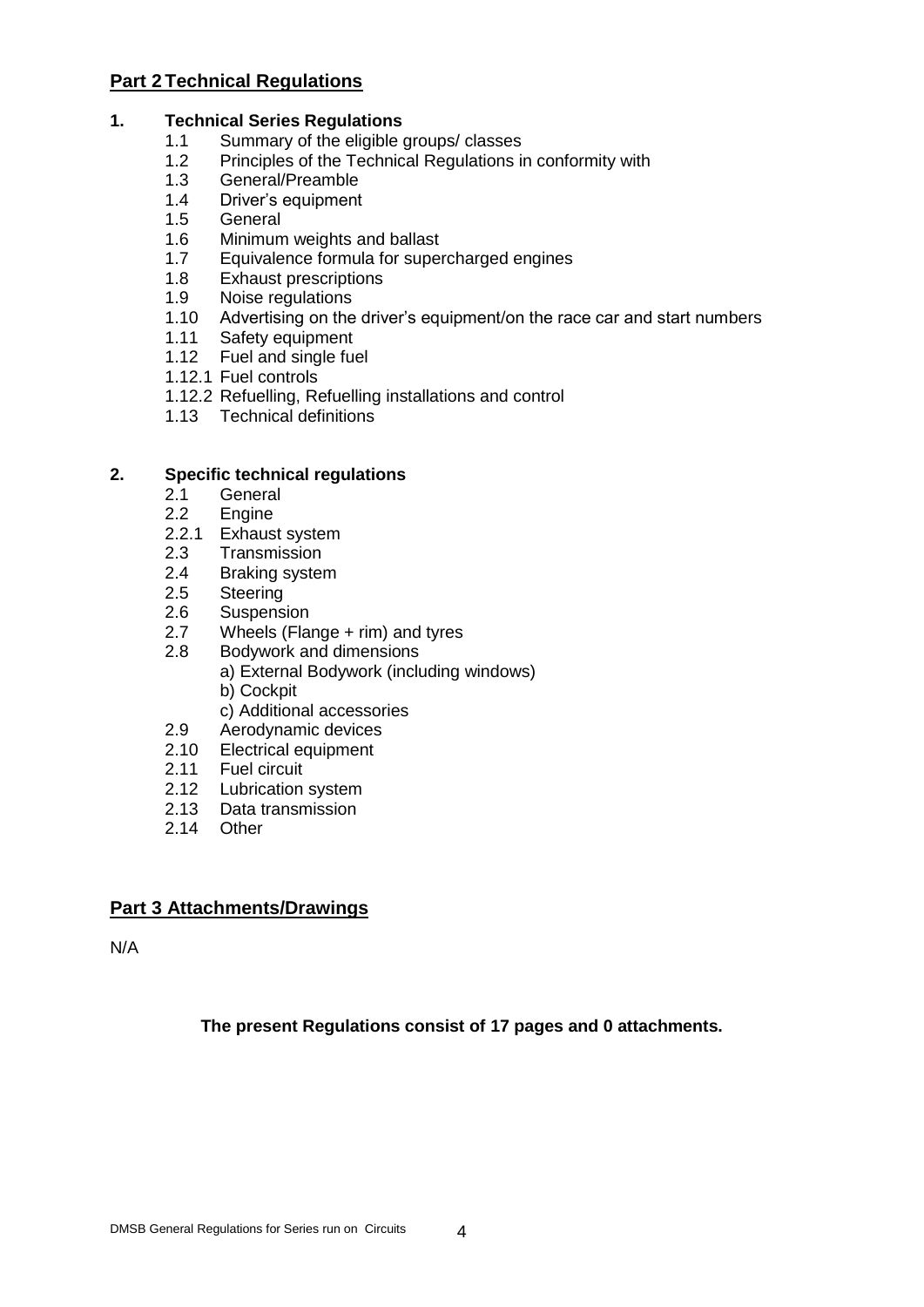## Part 2 Technical Regulations

### 1. Technical Series Regulations

- 1.1 Summary of the eligible groups/ classes
- 1.2 Principles of the Technical Regulations in conformity with
- 1.3 General/Preamble
- 1.4 Driver's equipment
- 1.5 General
- 1.6 Minimum weights and ballast
- 1.7 Equivalence formula for supercharged engines
- 1.8 Exhaust prescriptions
- 1.9 Noise regulations
- 1.10 Advertising on the driver's equipment/on the race car and start numbers
- 1.11 Safety equipment
- 1.12 Fuel and single fuel
- 1.12.1 Fuel controls
- 1.12.2 Refuelling, Refuelling installations and control
- 1.13 Technical definitions

### 2. Specific technical regulations

- 2.1 General
- 2.2 Engine
- 2.2.1 Exhaust system
- 2.3 Transmission
- 2.4 Braking system
- 2.5 Steering
- 2.6 Suspension
- 2.7 Wheels (Flange + rim) and tyres
- 2.8 Bodywork and dimensions
  - a) External Bodywork (including windows)
  - b) Cockpit
  - c) Additional accessories
- 2.9 Aerodynamic devices
- 2.10 Electrical equipment
- 2.11 Fuel circuit
- 2.12 Lubrication system
- 2.13 Data transmission
- 2.14 Other

## Part 3 Attachments/Drawings

N/A

**The present Regulations consist of 17 pages and 0 attachments.**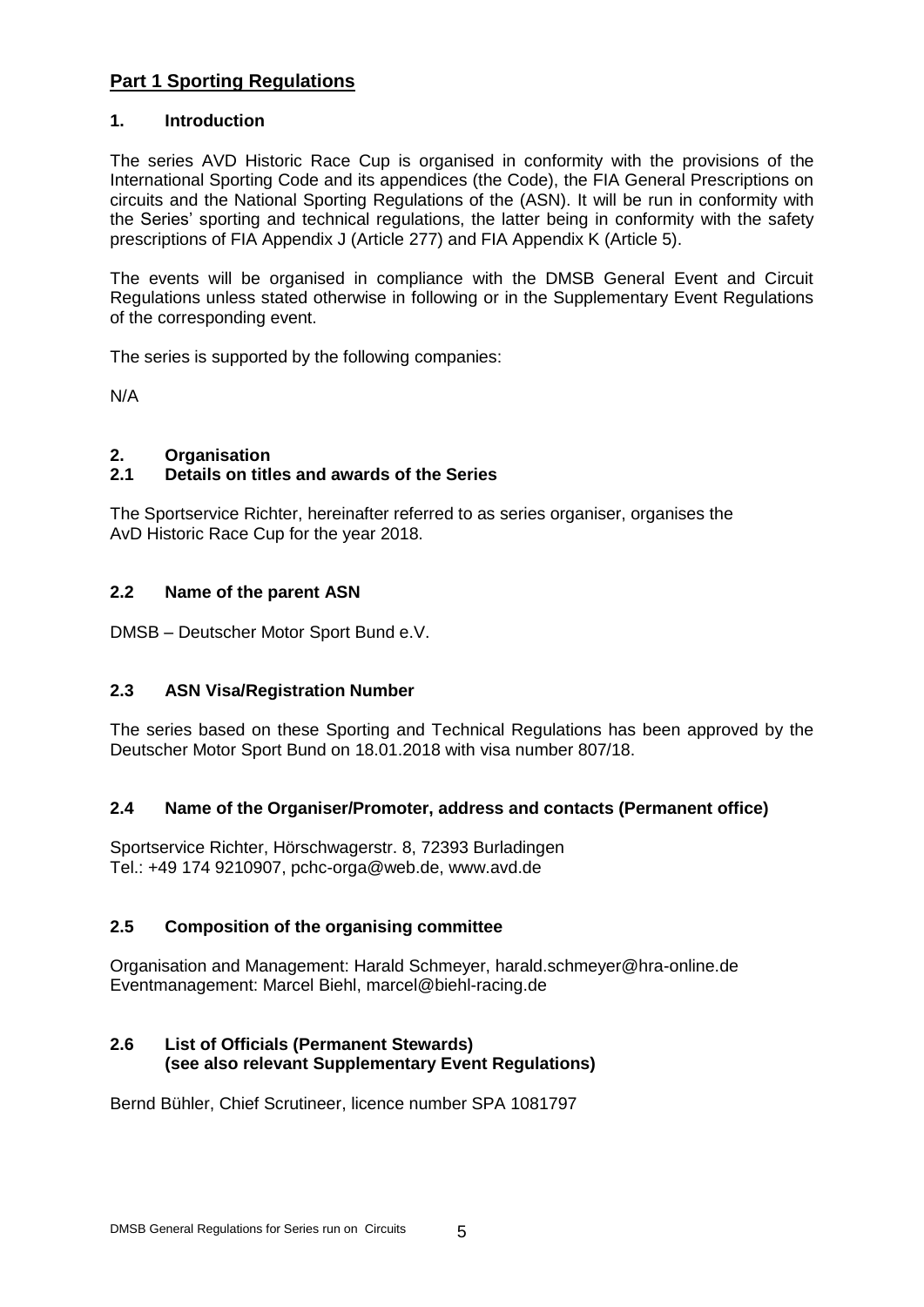## Part 1 Sporting Regulations

### 1. Introduction

The series AVD Historic Race Cup is organised in conformity with the provisions of the International Sporting Code and its appendices (the Code), the FIA General Prescriptions on circuits and the National Sporting Regulations of the (ASN). It will be run in conformity with the Series' sporting and technical regulations, the latter being in conformity with the safety prescriptions of FIA Appendix J (Article 277) and FIA Appendix K (Article 5).

The events will be organised in compliance with the DMSB General Event and Circuit Regulations unless stated otherwise in following or in the Supplementary Event Regulations of the corresponding event.

The series is supported by the following companies:

N/A

### 2. Organisation

#### 2.1 Details on titles and awards of the Series

The Sportservice Richter, hereinafter referred to as series organiser, organises the AvD Historic Race Cup for the year 2018.

#### 2.2 Name of the parent ASN

DMSB – Deutscher Motor Sport Bund e.V.

#### 2.3 ASN Visa/Registration Number

The series based on these Sporting and Technical Regulations has been approved by the Deutscher Motor Sport Bund on 18.01.2018 with visa number 807/18.

#### 2.4 Name of the Organiser/Promoter, address and contacts (Permanent office)

Sportservice Richter, Hörschwagerstr. 8, 72393 Burladingen
Tel.: +49 174 9210907, pchc-orga@web.de, www.avd.de

#### 2.5 Composition of the organising committee

Organisation and Management: Harald Schmeyer, harald.schmeyer@hra-online.de
Eventmanagement: Marcel Biehl, marcel@biehl-racing.de

#### 2.6 List of Officials (Permanent Stewards) (see also relevant Supplementary Event Regulations)

Bernd Bühler, Chief Scrutineer, licence number SPA 1081797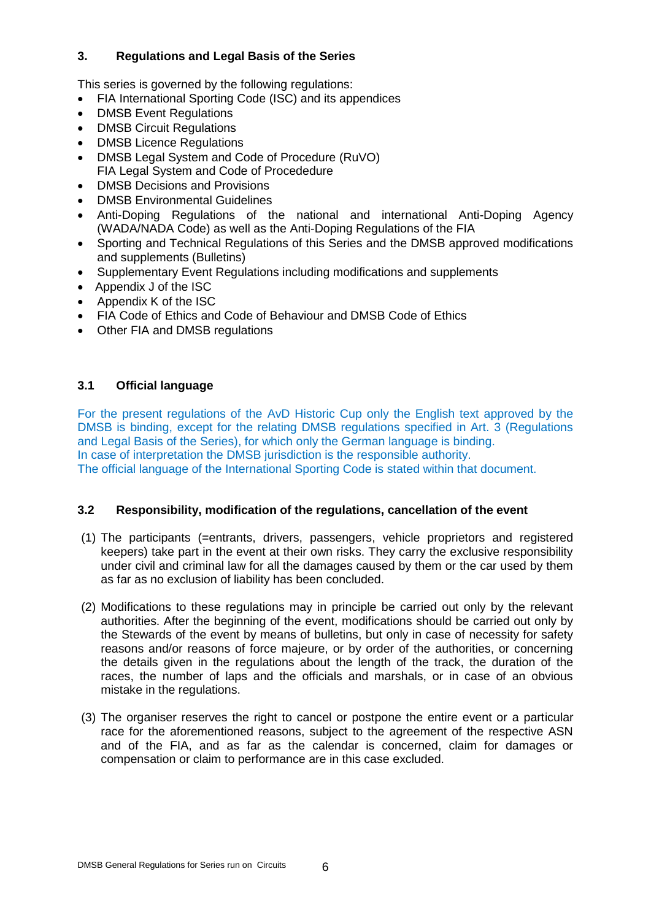## 3. Regulations and Legal Basis of the Series

This series is governed by the following regulations:

- FIA International Sporting Code (ISC) and its appendices
- DMSB Event Regulations
- DMSB Circuit Regulations
- DMSB Licence Regulations
- DMSB Legal System and Code of Procedure (RuVO)
  FIA Legal System and Code of Procededure
- DMSB Decisions and Provisions
- DMSB Environmental Guidelines
- Anti-Doping Regulations of the national and international Anti-Doping Agency (WADA/NADA Code) as well as the Anti-Doping Regulations of the FIA
- Sporting and Technical Regulations of this Series and the DMSB approved modifications and supplements (Bulletins)
- Supplementary Event Regulations including modifications and supplements
- Appendix J of the ISC
- Appendix K of the ISC
- FIA Code of Ethics and Code of Behaviour and DMSB Code of Ethics
- Other FIA and DMSB regulations

### 3.1 Official language

For the present regulations of the AvD Historic Cup only the English text approved by the DMSB is binding, except for the relating DMSB regulations specified in Art. 3 (Regulations and Legal Basis of the Series), for which only the German language is binding.
In case of interpretation the DMSB jurisdiction is the responsible authority.
The official language of the International Sporting Code is stated within that document.

### 3.2 Responsibility, modification of the regulations, cancellation of the event

(1) The participants (=entrants, drivers, passengers, vehicle proprietors and registered keepers) take part in the event at their own risks. They carry the exclusive responsibility under civil and criminal law for all the damages caused by them or the car used by them as far as no exclusion of liability has been concluded.

(2) Modifications to these regulations may in principle be carried out only by the relevant authorities. After the beginning of the event, modifications should be carried out only by the Stewards of the event by means of bulletins, but only in case of necessity for safety reasons and/or reasons of force majeure, or by order of the authorities, or concerning the details given in the regulations about the length of the track, the duration of the races, the number of laps and the officials and marshals, or in case of an obvious mistake in the regulations.

(3) The organiser reserves the right to cancel or postpone the entire event or a particular race for the aforementioned reasons, subject to the agreement of the respective ASN and of the FIA, and as far as the calendar is concerned, claim for damages or compensation or claim to performance are in this case excluded.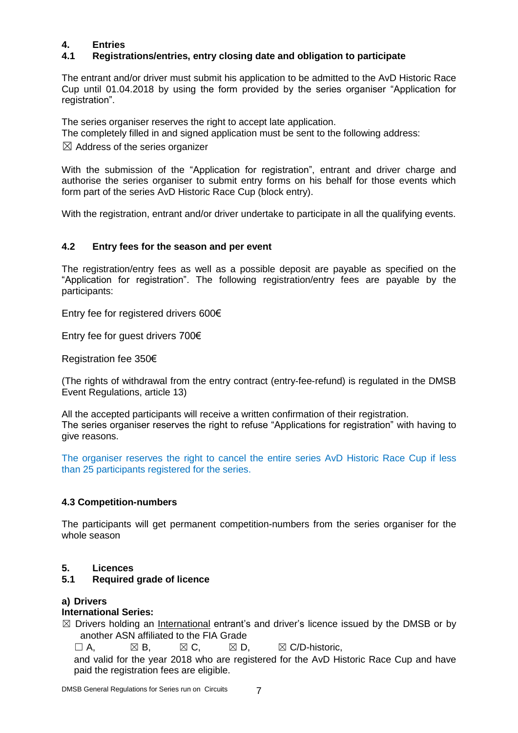## 4. Entries

### 4.1 Registrations/entries, entry closing date and obligation to participate

The entrant and/or driver must submit his application to be admitted to the AvD Historic Race Cup until 01.04.2018 by using the form provided by the series organiser “Application for registration”.

The series organiser reserves the right to accept late application.
The completely filled in and signed application must be sent to the following address:

☒ Address of the series organizer

With the submission of the “Application for registration”, entrant and driver charge and authorise the series organiser to submit entry forms on his behalf for those events which form part of the series AvD Historic Race Cup (block entry).

With the registration, entrant and/or driver undertake to participate in all the qualifying events.

### 4.2 Entry fees for the season and per event

The registration/entry fees as well as a possible deposit are payable as specified on the “Application for registration”. The following registration/entry fees are payable by the participants:

Entry fee for registered drivers 600€

Entry fee for guest drivers 700€

Registration fee 350€

(The rights of withdrawal from the entry contract (entry-fee-refund) is regulated in the DMSB Event Regulations, article 13)

All the accepted participants will receive a written confirmation of their registration.
The series organiser reserves the right to refuse “Applications for registration” with having to give reasons.

The organiser reserves the right to cancel the entire series AvD Historic Race Cup if less than 25 participants registered for the series.

### 4.3 Competition-numbers

The participants will get permanent competition-numbers from the series organiser for the whole season

## 5. Licences

### 5.1 Required grade of licence

**a) Drivers**

**International Series:**

☒ Drivers holding an <u>International</u> entrant’s and driver’s licence issued by the DMSB or by another ASN affiliated to the FIA Grade

☐ A, ☒ B, ☒ C, ☒ D, ☒ C/D-historic,

and valid for the year 2018 who are registered for the AvD Historic Race Cup and have paid the registration fees are eligible.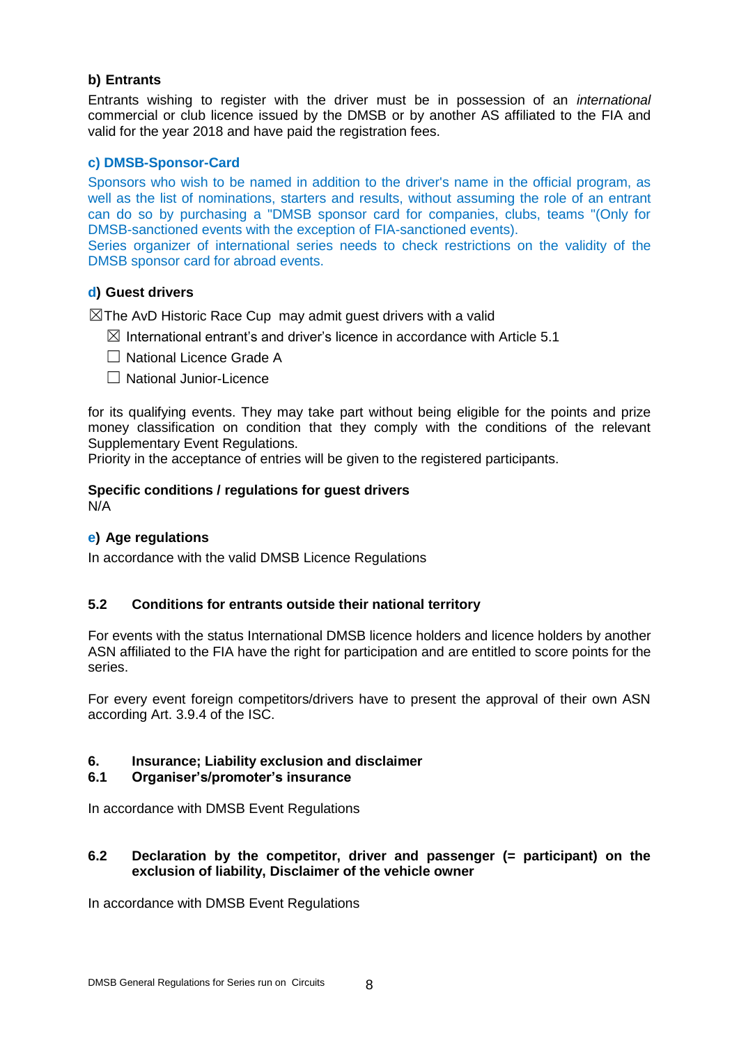**b) Entrants**

Entrants wishing to register with the driver must be in possession of an *international* commercial or club licence issued by the DMSB or by another AS affiliated to the FIA and valid for the year 2018 and have paid the registration fees.

**c) DMSB-Sponsor-Card**

Sponsors who wish to be named in addition to the driver's name in the official program, as well as the list of nominations, starters and results, without assuming the role of an entrant can do so by purchasing a "DMSB sponsor card for companies, clubs, teams "(Only for DMSB-sanctioned events with the exception of FIA-sanctioned events).
Series organizer of international series needs to check restrictions on the validity of the DMSB sponsor card for abroad events.

**d) Guest drivers**

☒The AvD Historic Race Cup may admit guest drivers with a valid

- ☒ International entrant's and driver's licence in accordance with Article 5.1
- ☐ National Licence Grade A
- ☐ National Junior-Licence

for its qualifying events. They may take part without being eligible for the points and prize money classification on condition that they comply with the conditions of the relevant Supplementary Event Regulations.
Priority in the acceptance of entries will be given to the registered participants.

**Specific conditions / regulations for guest drivers**
N/A

**e) Age regulations**

In accordance with the valid DMSB Licence Regulations

## 5.2 Conditions for entrants outside their national territory

For events with the status International DMSB licence holders and licence holders by another ASN affiliated to the FIA have the right for participation and are entitled to score points for the series.

For every event foreign competitors/drivers have to present the approval of their own ASN according Art. 3.9.4 of the ISC.

# 6. Insurance; Liability exclusion and disclaimer

## 6.1 Organiser's/promoter's insurance

In accordance with DMSB Event Regulations

## 6.2 Declaration by the competitor, driver and passenger (= participant) on the exclusion of liability, Disclaimer of the vehicle owner

In accordance with DMSB Event Regulations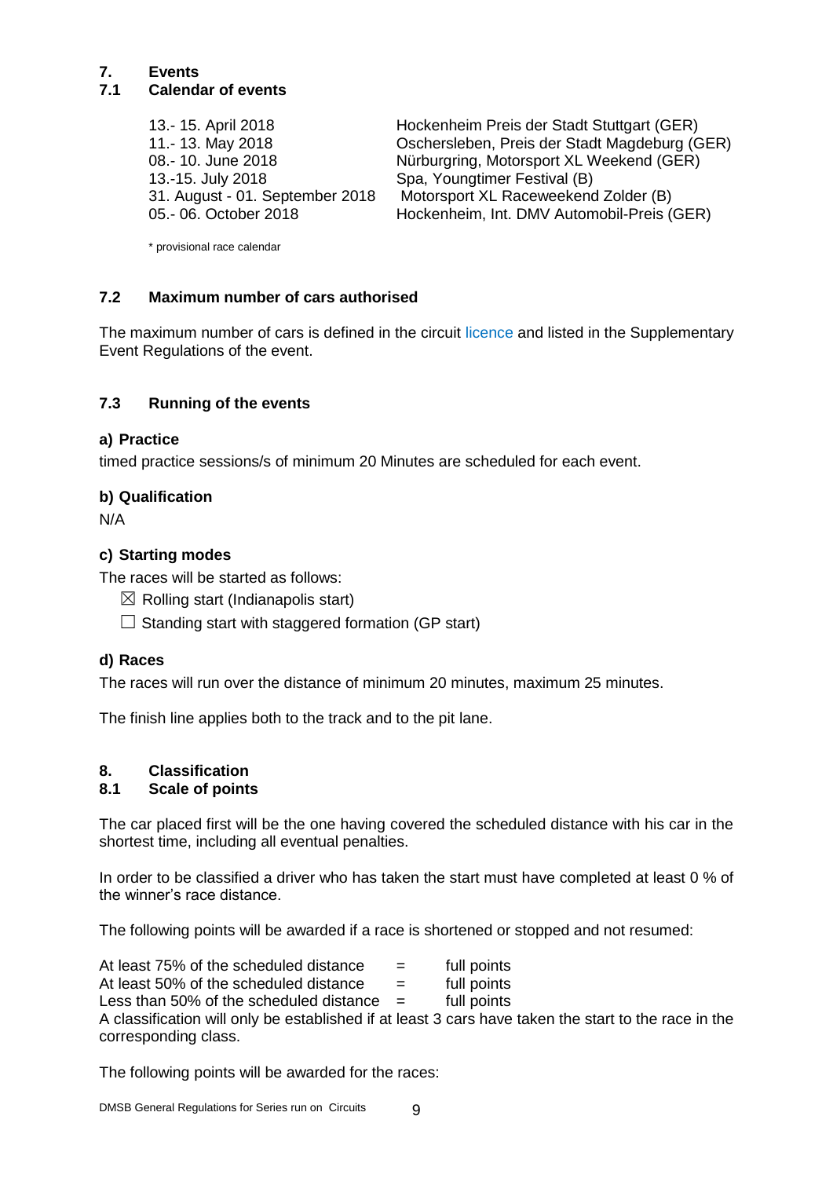## 7. Events

### 7.1 Calendar of events

| | |
|---|---|
| 13.- 15. April 2018 | Hockenheim Preis der Stadt Stuttgart (GER) |
| 11.- 13. May 2018 | Oschersleben, Preis der Stadt Magdeburg (GER) |
| 08.- 10. June 2018 | Nürburgring, Motorsport XL Weekend (GER) |
| 13.-15. July 2018 | Spa, Youngtimer Festival (B) |
| 31. August - 01. September 2018 | Motorsport XL Raceweekend Zolder (B) |
| 05.- 06. October 2018 | Hockenheim, Int. DMV Automobil-Preis (GER) |

* provisional race calendar

### 7.2 Maximum number of cars authorised

The maximum number of cars is defined in the circuit licence and listed in the Supplementary Event Regulations of the event.

### 7.3 Running of the events

**a) Practice**

timed practice sessions/s of minimum 20 Minutes are scheduled for each event.

**b) Qualification**

N/A

**c) Starting modes**

The races will be started as follows:

☒ Rolling start (Indianapolis start)

☐ Standing start with staggered formation (GP start)

**d) Races**

The races will run over the distance of minimum 20 minutes, maximum 25 minutes.

The finish line applies both to the track and to the pit lane.

## 8. Classification

### 8.1 Scale of points

The car placed first will be the one having covered the scheduled distance with his car in the shortest time, including all eventual penalties.

In order to be classified a driver who has taken the start must have completed at least 0 % of the winner's race distance.

The following points will be awarded if a race is shortened or stopped and not resumed:

| | | |
|---|---|---|
| At least 75% of the scheduled distance | = | full points |
| At least 50% of the scheduled distance | = | full points |
| Less than 50% of the scheduled distance | = | full points |

A classification will only be established if at least 3 cars have taken the start to the race in the corresponding class.

The following points will be awarded for the races: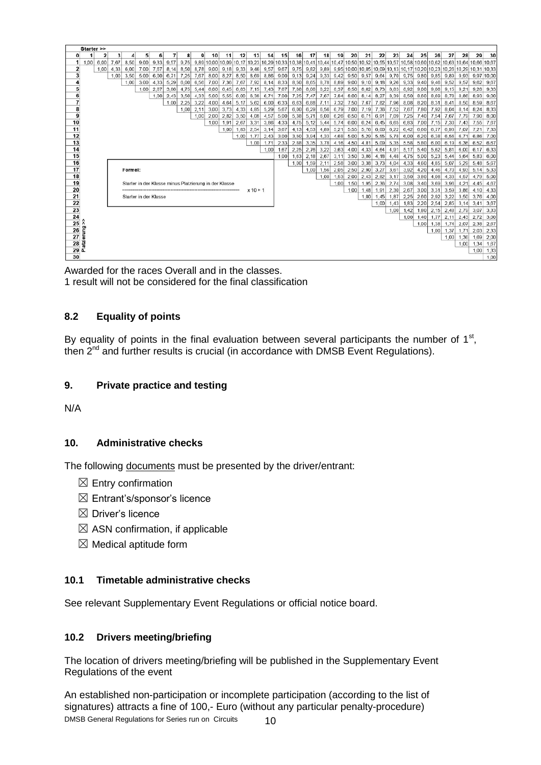Starter >>

| 0 | 1 | 2 | 3 | 4 | 5 | 6 | 7 | 8 | 9 | 10 | 11 | 12 | 13 | 14 | 15 | 16 | 17 | 18 | 19 | 20 | 21 | 22 | 23 | 24 | 25 | 26 | 27 | 28 | 29 | 30 |
|---|---|---|---|---|---|---|---|---|---|---|---|---|---|---|---|---|---|---|---|---|---|---|---|---|---|---|---|---|---|---|
| 1 | 1,00 | 6,00 | 7,67 | 8,50 | 9,00 | 9,33 | 9,57 | 9,75 | 9,89 | 10,00 | 10,09 | 10,17 | 10,23 | 10,29 | 10,33 | 10,38 | 10,41 | 10,44 | 10,47 | 10,50 | 10,52 | 10,55 | 10,57 | 10,58 | 10,60 | 10,62 | 10,63 | 10,64 | 10,66 | 10,67 |
| 2 | | 1,00 | 4,33 | 6,00 | 7,00 | 7,67 | 8,14 | 8,50 | 8,78 | 9,00 | 9,18 | 9,33 | 9,46 | 9,57 | 9,67 | 9,75 | 9,82 | 9,89 | 9,95 | 10,00 | 10,05 | 10,09 | 10,13 | 10,17 | 10,20 | 10,23 | 10,26 | 10,29 | 10,31 | 10,33 |
| 3 | | | 1,00 | 3,50 | 5,00 | 6,00 | 6,71 | 7,25 | 7,67 | 8,00 | 8,27 | 8,50 | 8,69 | 8,86 | 9,00 | 9,13 | 9,24 | 9,33 | 9,42 | 9,50 | 9,57 | 9,64 | 9,70 | 9,75 | 9,80 | 9,85 | 9,89 | 9,93 | 9,97 | 10,00 |
| 4 | | | | 1,00 | 3,00 | 4,33 | 5,29 | 6,00 | 6,56 | 7,00 | 7,36 | 7,67 | 7,92 | 8,14 | 8,33 | 8,50 | 8,65 | 8,78 | 8,89 | 9,00 | 9,10 | 9,18 | 9,26 | 9,33 | 9,40 | 9,46 | 9,52 | 9,57 | 9,62 | 9,67 |
| 5 | | | | | 1,00 | 2,67 | 3,86 | 4,75 | 5,44 | 6,00 | 6,45 | 6,83 | 7,15 | 7,43 | 7,67 | 7,88 | 8,06 | 8,22 | 8,37 | 8,50 | 8,62 | 8,73 | 8,83 | 8,92 | 9,00 | 9,08 | 9,15 | 9,21 | 9,28 | 9,33 |
| 6 | | | | | | 1,00 | 2,43 | 3,50 | 4,33 | 5,00 | 5,55 | 6,00 | 6,38 | 6,71 | 7,00 | 7,25 | 7,47 | 7,67 | 7,84 | 8,00 | 8,14 | 8,27 | 8,39 | 8,50 | 8,60 | 8,69 | 8,78 | 8,86 | 8,93 | 9,00 |
| 7 | | | | | | | 1,00 | 2,25 | 3,22 | 4,00 | 4,64 | 5,17 | 5,62 | 6,00 | 6,33 | 6,63 | 6,88 | 7,11 | 7,32 | 7,50 | 7,67 | 7,82 | 7,96 | 8,08 | 8,20 | 8,31 | 8,41 | 8,50 | 8,59 | 8,67 |
| 8 | | | | | | | | 1,00 | 2,11 | 3,00 | 3,73 | 4,33 | 4,85 | 5,29 | 5,67 | 6,00 | 6,29 | 6,56 | 6,79 | 7,00 | 7,19 | 7,36 | 7,52 | 7,67 | 7,80 | 7,92 | 8,04 | 8,14 | 8,24 | 8,33 |
| 9 | | | | | | | | | 1,00 | 2,00 | 2,82 | 3,50 | 4,08 | 4,57 | 5,00 | 5,38 | 5,71 | 6,00 | 6,26 | 6,50 | 6,71 | 6,91 | 7,09 | 7,25 | 7,40 | 7,54 | 7,67 | 7,79 | 7,90 | 8,00 |
| 10 | | | | | | | | | | 1,00 | 1,91 | 2,67 | 3,31 | 3,86 | 4,33 | 4,75 | 5,12 | 5,44 | 5,74 | 6,00 | 6,24 | 6,45 | 6,65 | 6,83 | 7,00 | 7,15 | 7,30 | 7,43 | 7,55 | 7,67 |
| 11 | | | | | | | | | | | 1,00 | 1,83 | 2,54 | 3,14 | 3,67 | 4,13 | 4,53 | 4,89 | 5,21 | 5,50 | 5,76 | 6,00 | 6,22 | 6,42 | 6,60 | 6,77 | 6,93 | 7,07 | 7,21 | 7,33 |
| 12 | | | | | | | | | | | | 1,00 | 1,77 | 2,43 | 3,00 | 3,50 | 3,94 | 4,33 | 4,68 | 5,00 | 5,29 | 5,55 | 5,78 | 6,00 | 6,20 | 6,38 | 6,56 | 6,71 | 6,86 | 7,00 |
| 13 | | | | | | | | | | | | | 1,00 | 1,71 | 2,33 | 2,88 | 3,35 | 3,78 | 4,16 | 4,50 | 4,81 | 5,09 | 5,35 | 5,58 | 5,80 | 6,00 | 6,19 | 6,36 | 6,52 | 6,67 |
| 14 | | | | | | | | | | | | | | 1,00 | 1,67 | 2,25 | 2,76 | 3,22 | 3,63 | 4,00 | 4,33 | 4,64 | 4,91 | 5,17 | 5,40 | 5,62 | 5,81 | 6,00 | 6,17 | 6,33 |
| 15 | | | | | | | | | | | | | | | 1,00 | 1,63 | 2,18 | 2,67 | 3,11 | 3,50 | 3,86 | 4,18 | 4,48 | 4,75 | 5,00 | 5,23 | 5,44 | 5,64 | 5,83 | 6,00 |
| 16 | | | | | | | | | | | | | | | | 1,00 | 1,59 | 2,11 | 2,58 | 3,00 | 3,38 | 3,73 | 4,04 | 4,33 | 4,60 | 4,85 | 5,07 | 5,29 | 5,48 | 5,67 |
| 17 | | | | | | | | | | | | | | | | | 1,00 | 1,56 | 2,05 | 2,50 | 2,90 | 3,27 | 3,61 | 3,92 | 4,20 | 4,46 | 4,70 | 4,93 | 5,14 | 5,33 |
| 18 | | | | | | | | | | | | | | | | | | 1,00 | 1,53 | 2,00 | 2,43 | 2,82 | 3,17 | 3,50 | 3,80 | 4,08 | 4,33 | 4,57 | 4,79 | 5,00 |
| 19 | | | | | | | | | | | | | | | | | | | 1,00 | 1,50 | 1,95 | 2,36 | 2,74 | 3,08 | 3,40 | 3,69 | 3,96 | 4,21 | 4,45 | 4,67 |
| 20 | | | | | | | | | | | | | | | | | | | | 1,00 | 1,48 | 1,91 | 2,30 | 2,67 | 3,00 | 3,31 | 3,59 | 3,86 | 4,10 | 4,33 |
| 21 | | | | | | | | | | | | | | | | | | | | | 1,00 | 1,45 | 1,87 | 2,25 | 2,60 | 2,92 | 3,22 | 3,50 | 3,76 | 4,00 |
| 22 | | | | | | | | | | | | | | | | | | | | | | 1,00 | 1,43 | 1,83 | 2,20 | 2,54 | 2,85 | 3,14 | 3,41 | 3,67 |
| 23 | | | | | | | | | | | | | | | | | | | | | | | 1,00 | 1,42 | 1,80 | 2,15 | 2,48 | 2,79 | 3,07 | 3,33 |
| 24 | | | | | | | | | | | | | | | | | | | | | | | | 1,00 | 1,40 | 1,77 | 2,11 | 2,43 | 2,72 | 3,00 |
| 25 | | | | | | | | | | | | | | | | | | | | | | | | | 1,00 | 1,38 | 1,74 | 2,07 | 2,38 | 2,67 |
| 26 | | | | | | | | | | | | | | | | | | | | | | | | | | 1,00 | 1,37 | 1,71 | 2,03 | 2,33 |
| 27 | | | | | | | | | | | | | | | | | | | | | | | | | | | 1,00 | 1,36 | 1,69 | 2,00 |
| 28 | | | | | | | | | | | | | | | | | | | | | | | | | | | | 1,00 | 1,34 | 1,67 |
| 29 | | | | | | | | | | | | | | | | | | | | | | | | | | | | | 1,00 | 1,33 |
| 30 | | | | | | | | | | | | | | | | | | | | | | | | | | | | | | 1,00 |

Platzierung >>

Formel:

$$\frac{\text{Starter in der Klasse minus Platzierung in der Klasse}}{\text{Starter in der Klasse}} \times 10 + 1$$

Awarded for the races Overall and in the classes.
1 result will not be considered for the final classification

### 8.2 Equality of points

By equality of points in the final evaluation between several participants the number of 1st, then 2nd and further results is crucial (in accordance with DMSB Event Regulations).

## 9. Private practice and testing

N/A

## 10. Administrative checks

The following documents must be presented by the driver/entrant:

- ☒ Entry confirmation
- ☒ Entrant's/sponsor's licence
- ☒ Driver's licence
- ☒ ASN confirmation, if applicable
- ☒ Medical aptitude form

### 10.1 Timetable administrative checks

See relevant Supplementary Event Regulations or official notice board.

### 10.2 Drivers meeting/briefing

The location of drivers meeting/briefing will be published in the Supplementary Event Regulations of the event

An established non-participation or incomplete participation (according to the list of signatures) attracts a fine of 100,- Euro (without any particular penalty-procedure)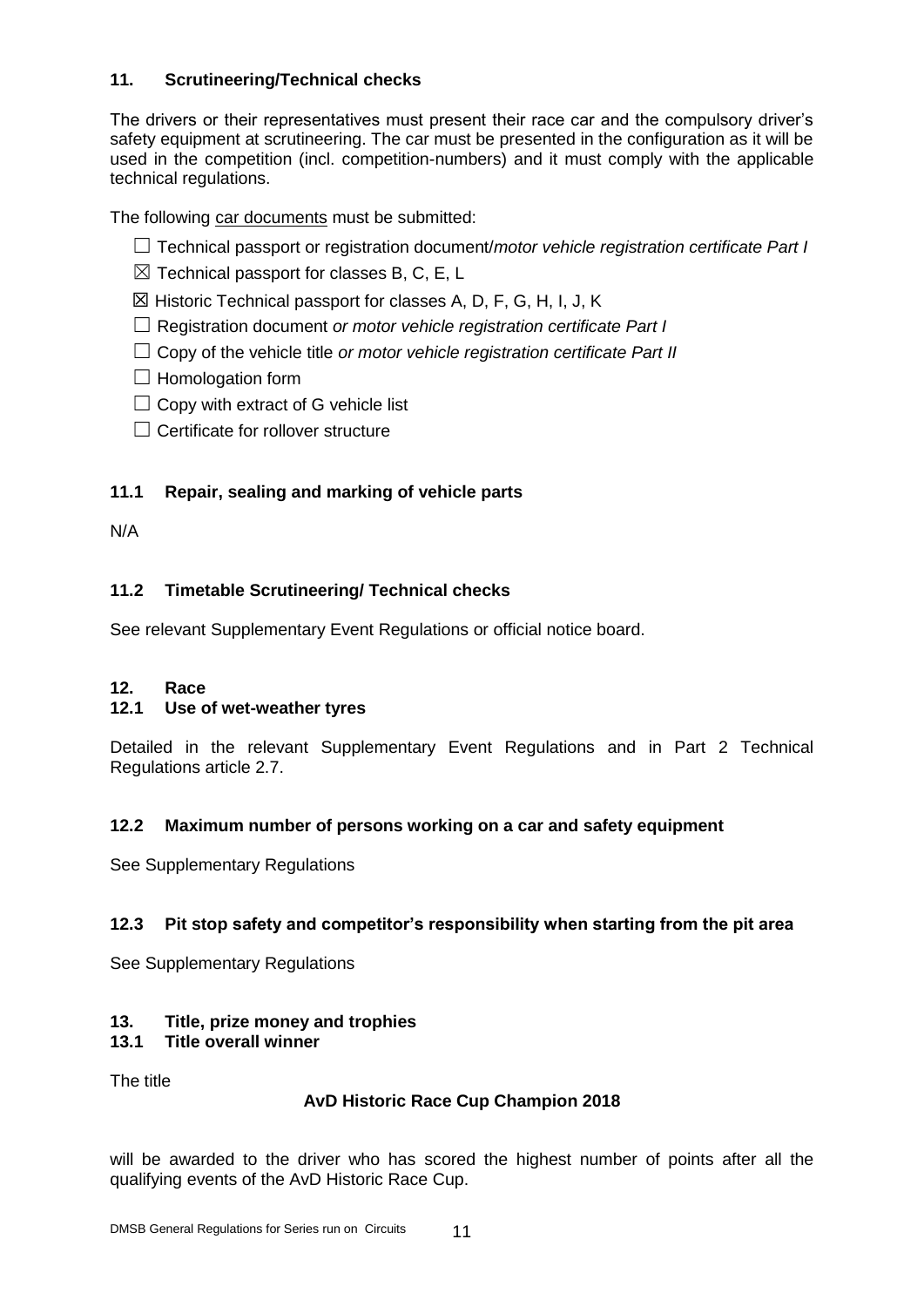### 11. Scrutineering/Technical checks

The drivers or their representatives must present their race car and the compulsory driver's safety equipment at scrutineering. The car must be presented in the configuration as it will be used in the competition (incl. competition-numbers) and it must comply with the applicable technical regulations.

The following car documents must be submitted:

- ☐ Technical passport or registration document/*motor vehicle registration certificate Part I*
- ☒ Technical passport for classes B, C, E, L
- ☒ Historic Technical passport for classes A, D, F, G, H, I, J, K
- ☐ Registration document *or motor vehicle registration certificate Part I*
- ☐ Copy of the vehicle title *or motor vehicle registration certificate Part II*
- ☐ Homologation form
- ☐ Copy with extract of G vehicle list
- ☐ Certificate for rollover structure

#### 11.1 Repair, sealing and marking of vehicle parts

N/A

#### 11.2 Timetable Scrutineering/ Technical checks

See relevant Supplementary Event Regulations or official notice board.

### 12. Race

#### 12.1 Use of wet-weather tyres

Detailed in the relevant Supplementary Event Regulations and in Part 2 Technical Regulations article 2.7.

#### 12.2 Maximum number of persons working on a car and safety equipment

See Supplementary Regulations

#### 12.3 Pit stop safety and competitor's responsibility when starting from the pit area

See Supplementary Regulations

### 13. Title, prize money and trophies

#### 13.1 Title overall winner

The title

**AvD Historic Race Cup Champion 2018**

will be awarded to the driver who has scored the highest number of points after all the qualifying events of the AvD Historic Race Cup.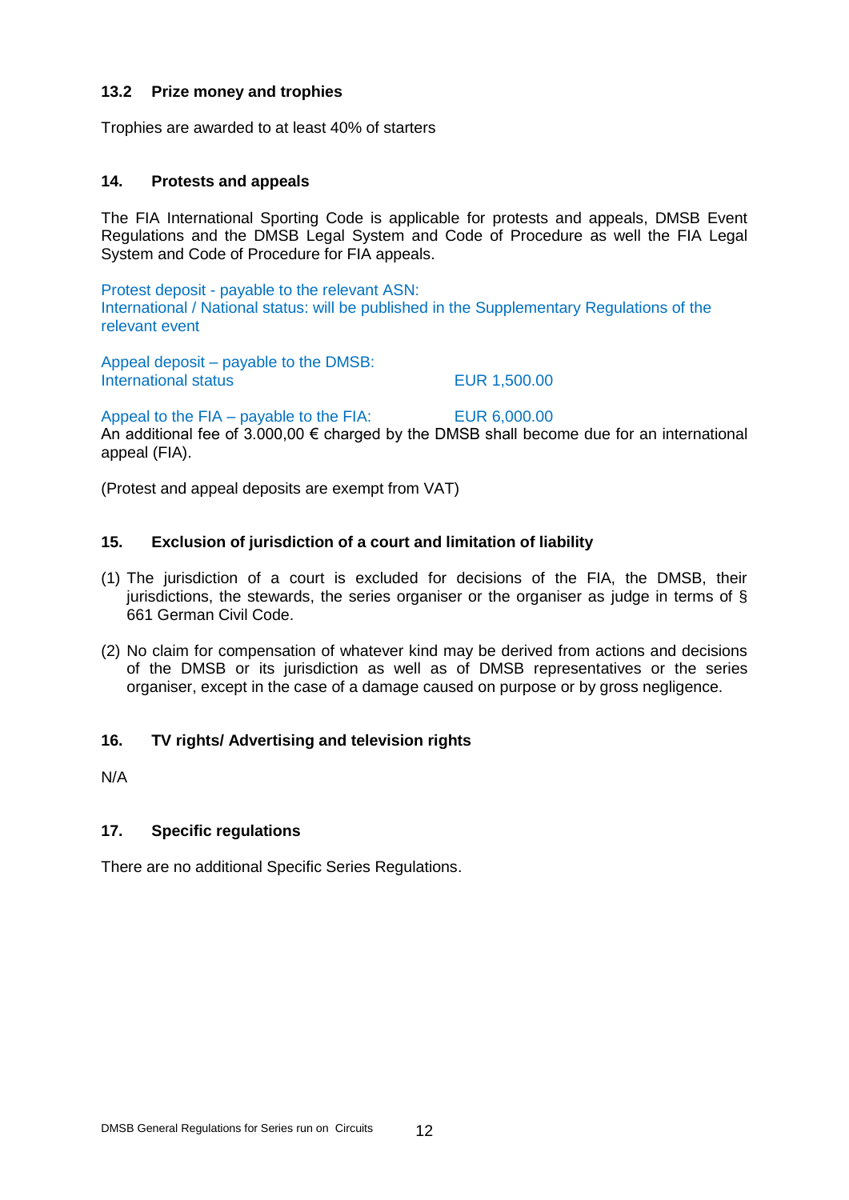### 13.2 Prize money and trophies

Trophies are awarded to at least 40% of starters

## 14. Protests and appeals

The FIA International Sporting Code is applicable for protests and appeals, DMSB Event Regulations and the DMSB Legal System and Code of Procedure as well the FIA Legal System and Code of Procedure for FIA appeals.

Protest deposit - payable to the relevant ASN:
International / National status: will be published in the Supplementary Regulations of the relevant event

Appeal deposit – payable to the DMSB:
International status EUR 1,500.00

Appeal to the FIA – payable to the FIA: EUR 6,000.00
An additional fee of 3.000,00 € charged by the DMSB shall become due for an international appeal (FIA).

(Protest and appeal deposits are exempt from VAT)

## 15. Exclusion of jurisdiction of a court and limitation of liability

(1) The jurisdiction of a court is excluded for decisions of the FIA, the DMSB, their jurisdictions, the stewards, the series organiser or the organiser as judge in terms of § 661 German Civil Code.

(2) No claim for compensation of whatever kind may be derived from actions and decisions of the DMSB or its jurisdiction as well as of DMSB representatives or the series organiser, except in the case of a damage caused on purpose or by gross negligence.

## 16. TV rights/ Advertising and television rights

N/A

## 17. Specific regulations

There are no additional Specific Series Regulations.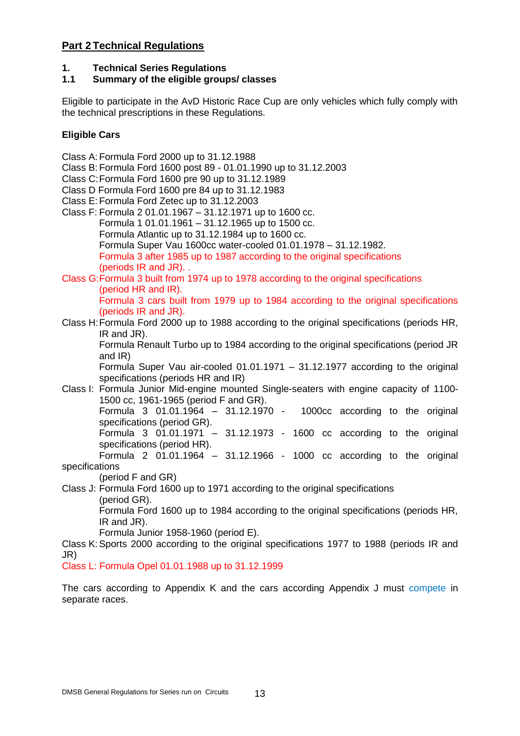## Part 2 Technical Regulations

### 1. Technical Series Regulations

### 1.1 Summary of the eligible groups/ classes

Eligible to participate in the AvD Historic Race Cup are only vehicles which fully comply with the technical prescriptions in these Regulations.

**Eligible Cars**

Class A: Formula Ford 2000 up to 31.12.1988
Class B: Formula Ford 1600 post 89 - 01.01.1990 up to 31.12.2003
Class C: Formula Ford 1600 pre 90 up to 31.12.1989
Class D Formula Ford 1600 pre 84 up to 31.12.1983
Class E: Formula Ford Zetec up to 31.12.2003
Class F: Formula 2 01.01.1967 – 31.12.1971 up to 1600 cc.
Formula 1 01.01.1961 – 31.12.1965 up to 1500 cc.
Formula Atlantic up to 31.12.1984 up to 1600 cc.
Formula Super Vau 1600cc water-cooled 01.01.1978 – 31.12.1982.
Formula 3 after 1985 up to 1987 according to the original specifications (periods IR and JR). .
Class G: Formula 3 built from 1974 up to 1978 according to the original specifications (period HR and IR).
Formula 3 cars built from 1979 up to 1984 according to the original specifications (periods IR and JR).
Class H: Formula Ford 2000 up to 1988 according to the original specifications (periods HR, IR and JR).
Formula Renault Turbo up to 1984 according to the original specifications (period JR and IR)
Formula Super Vau air-cooled 01.01.1971 – 31.12.1977 according to the original specifications (periods HR and IR)
Class I: Formula Junior Mid-engine mounted Single-seaters with engine capacity of 1100-1500 cc, 1961-1965 (period F and GR).
Formula 3 01.01.1964 – 31.12.1970 - 1000cc according to the original specifications (period GR).
Formula 3 01.01.1971 – 31.12.1973 - 1600 cc according to the original specifications (period HR).
Formula 2 01.01.1964 – 31.12.1966 - 1000 cc according to the original specifications (period F and GR)
Class J: Formula Ford 1600 up to 1971 according to the original specifications (period GR).
Formula Ford 1600 up to 1984 according to the original specifications (periods HR, IR and JR).
Formula Junior 1958-1960 (period E).
Class K: Sports 2000 according to the original specifications 1977 to 1988 (periods IR and JR)
Class L: Formula Opel 01.01.1988 up to 31.12.1999

The cars according to Appendix K and the cars according Appendix J must compete in separate races.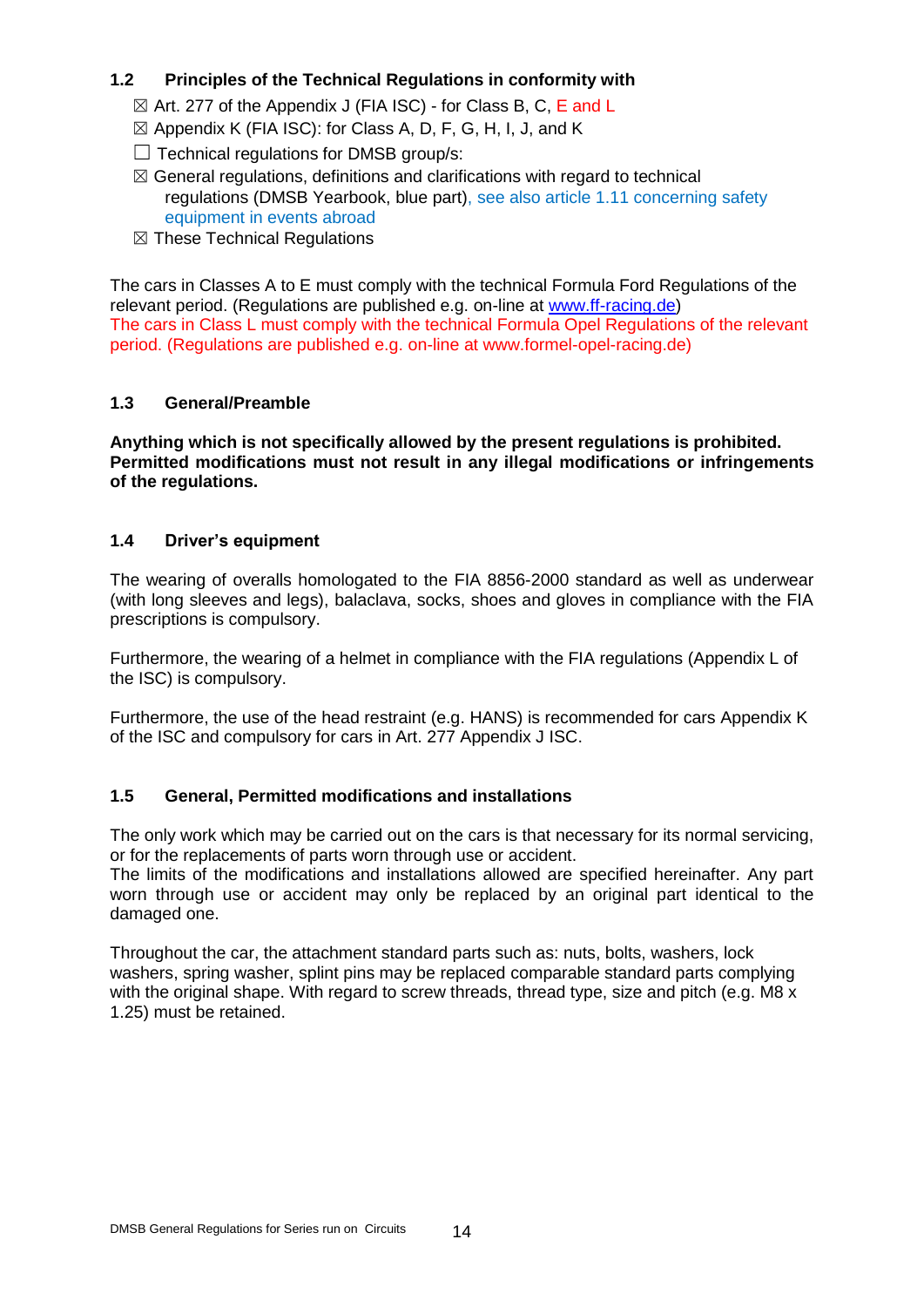### 1.2 Principles of the Technical Regulations in conformity with

- ☒ Art. 277 of the Appendix J (FIA ISC) - for Class B, C, E and L
- ☒ Appendix K (FIA ISC): for Class A, D, F, G, H, I, J, and K
- ☐ Technical regulations for DMSB group/s:
- ☒ General regulations, definitions and clarifications with regard to technical regulations (DMSB Yearbook, blue part), see also article 1.11 concerning safety equipment in events abroad
- ☒ These Technical Regulations

The cars in Classes A to E must comply with the technical Formula Ford Regulations of the relevant period. (Regulations are published e.g. on-line at www.ff-racing.de)
The cars in Class L must comply with the technical Formula Opel Regulations of the relevant period. (Regulations are published e.g. on-line at www.formel-opel-racing.de)

### 1.3 General/Preamble

**Anything which is not specifically allowed by the present regulations is prohibited. Permitted modifications must not result in any illegal modifications or infringements of the regulations.**

### 1.4 Driver's equipment

The wearing of overalls homologated to the FIA 8856-2000 standard as well as underwear (with long sleeves and legs), balaclava, socks, shoes and gloves in compliance with the FIA prescriptions is compulsory.

Furthermore, the wearing of a helmet in compliance with the FIA regulations (Appendix L of the ISC) is compulsory.

Furthermore, the use of the head restraint (e.g. HANS) is recommended for cars Appendix K of the ISC and compulsory for cars in Art. 277 Appendix J ISC.

### 1.5 General, Permitted modifications and installations

The only work which may be carried out on the cars is that necessary for its normal servicing, or for the replacements of parts worn through use or accident.
The limits of the modifications and installations allowed are specified hereinafter. Any part worn through use or accident may only be replaced by an original part identical to the damaged one.

Throughout the car, the attachment standard parts such as: nuts, bolts, washers, lock washers, spring washer, splint pins may be replaced comparable standard parts complying with the original shape. With regard to screw threads, thread type, size and pitch (e.g. M8 x 1.25) must be retained.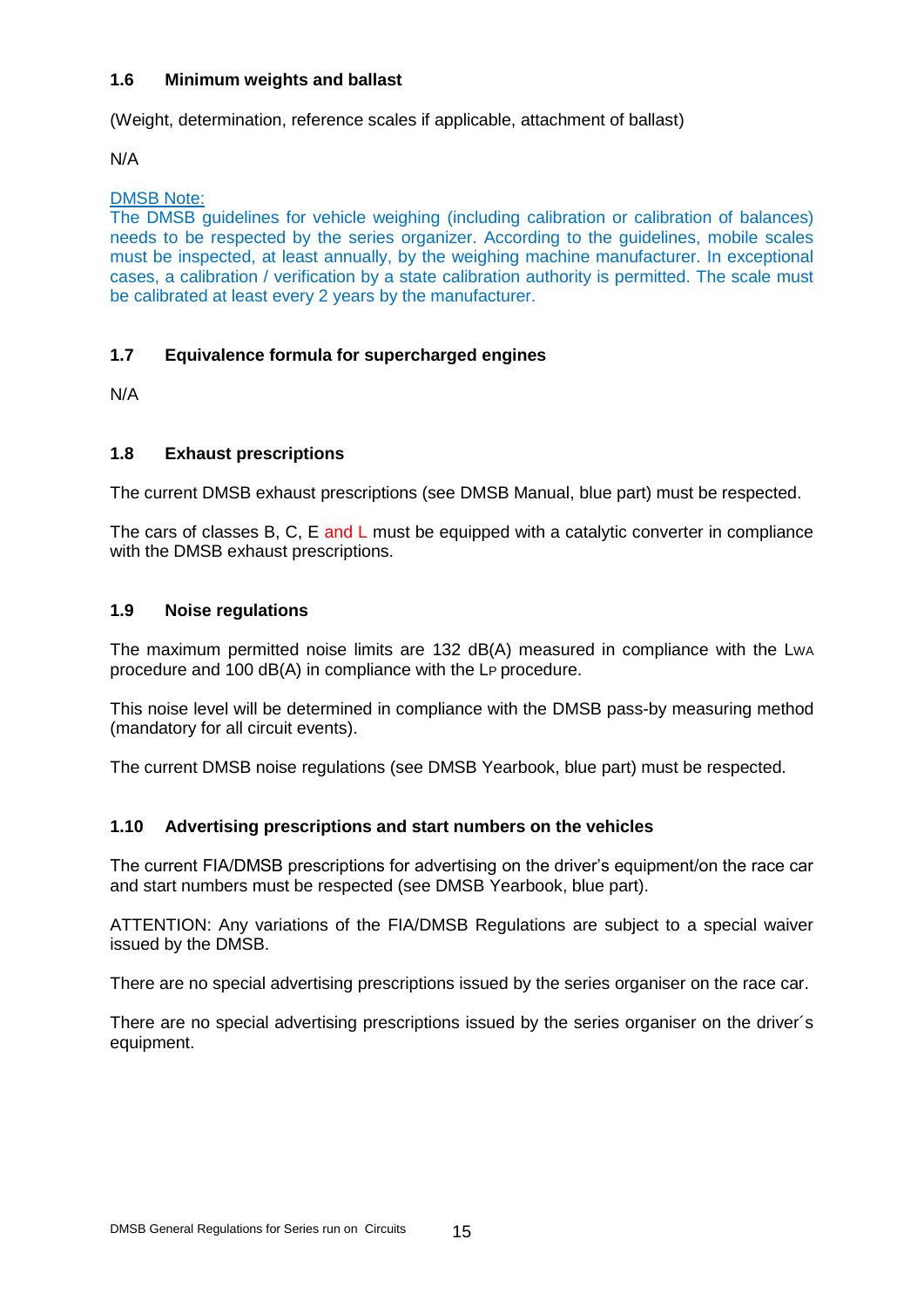### 1.6 Minimum weights and ballast

(Weight, determination, reference scales if applicable, attachment of ballast)

N/A

DMSB Note:
The DMSB guidelines for vehicle weighing (including calibration or calibration of balances) needs to be respected by the series organizer. According to the guidelines, mobile scales must be inspected, at least annually, by the weighing machine manufacturer. In exceptional cases, a calibration / verification by a state calibration authority is permitted. The scale must be calibrated at least every 2 years by the manufacturer.

### 1.7 Equivalence formula for supercharged engines

N/A

### 1.8 Exhaust prescriptions

The current DMSB exhaust prescriptions (see DMSB Manual, blue part) must be respected.

The cars of classes B, C, E and L must be equipped with a catalytic converter in compliance with the DMSB exhaust prescriptions.

### 1.9 Noise regulations

The maximum permitted noise limits are 132 dB(A) measured in compliance with the $L_{WA}$ procedure and 100 dB(A) in compliance with the $L_P$ procedure.

This noise level will be determined in compliance with the DMSB pass-by measuring method (mandatory for all circuit events).

The current DMSB noise regulations (see DMSB Yearbook, blue part) must be respected.

### 1.10 Advertising prescriptions and start numbers on the vehicles

The current FIA/DMSB prescriptions for advertising on the driver's equipment/on the race car and start numbers must be respected (see DMSB Yearbook, blue part).

ATTENTION: Any variations of the FIA/DMSB Regulations are subject to a special waiver issued by the DMSB.

There are no special advertising prescriptions issued by the series organiser on the race car.

There are no special advertising prescriptions issued by the series organiser on the driver´s equipment.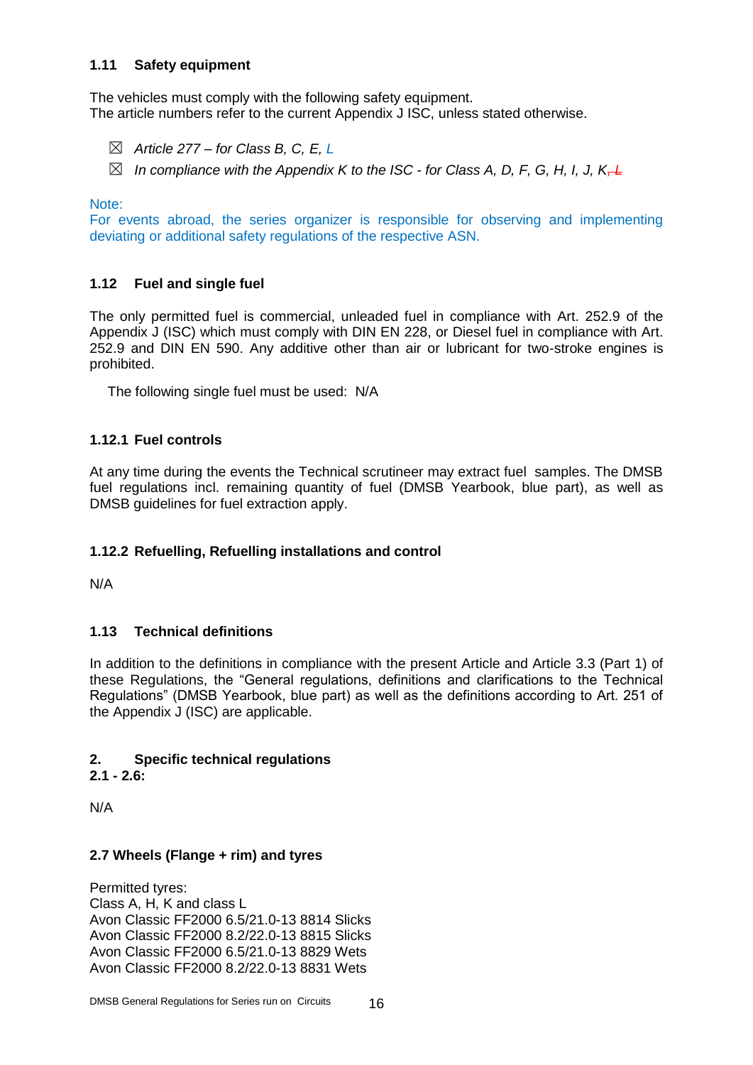### 1.11 Safety equipment

The vehicles must comply with the following safety equipment.
The article numbers refer to the current Appendix J ISC, unless stated otherwise.

- ☒ *Article 277 – for Class B, C, E, L*
- ☒ *In compliance with the Appendix K to the ISC - for Class A, D, F, G, H, I, J, K, ~~L~~*

Note:
For events abroad, the series organizer is responsible for observing and implementing deviating or additional safety regulations of the respective ASN.

### 1.12 Fuel and single fuel

The only permitted fuel is commercial, unleaded fuel in compliance with Art. 252.9 of the Appendix J (ISC) which must comply with DIN EN 228, or Diesel fuel in compliance with Art. 252.9 and DIN EN 590. Any additive other than air or lubricant for two-stroke engines is prohibited.

The following single fuel must be used: N/A

#### 1.12.1 Fuel controls

At any time during the events the Technical scrutineer may extract fuel samples. The DMSB fuel regulations incl. remaining quantity of fuel (DMSB Yearbook, blue part), as well as DMSB guidelines for fuel extraction apply.

#### 1.12.2 Refuelling, Refuelling installations and control

N/A

### 1.13 Technical definitions

In addition to the definitions in compliance with the present Article and Article 3.3 (Part 1) of these Regulations, the “General regulations, definitions and clarifications to the Technical Regulations” (DMSB Yearbook, blue part) as well as the definitions according to Art. 251 of the Appendix J (ISC) are applicable.

## 2. Specific technical regulations

**2.1 - 2.6:**

N/A

### 2.7 Wheels (Flange + rim) and tyres

Permitted tyres:
Class A, H, K and class L
Avon Classic FF2000 6.5/21.0-13 8814 Slicks
Avon Classic FF2000 8.2/22.0-13 8815 Slicks
Avon Classic FF2000 6.5/21.0-13 8829 Wets
Avon Classic FF2000 8.2/22.0-13 8831 Wets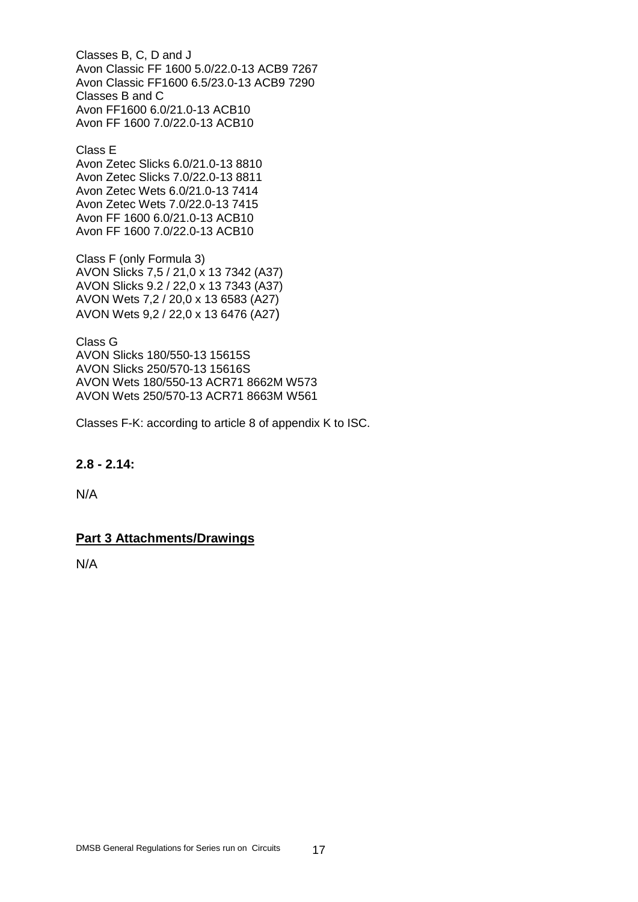Classes B, C, D and J
Avon Classic FF 1600 5.0/22.0-13 ACB9 7267
Avon Classic FF1600 6.5/23.0-13 ACB9 7290
Classes B and C
Avon FF1600 6.0/21.0-13 ACB10
Avon FF 1600 7.0/22.0-13 ACB10

Class E
Avon Zetec Slicks 6.0/21.0-13 8810
Avon Zetec Slicks 7.0/22.0-13 8811
Avon Zetec Wets 6.0/21.0-13 7414
Avon Zetec Wets 7.0/22.0-13 7415
Avon FF 1600 6.0/21.0-13 ACB10
Avon FF 1600 7.0/22.0-13 ACB10

Class F (only Formula 3)
AVON Slicks 7,5 / 21,0 x 13 7342 (A37)
AVON Slicks 9.2 / 22,0 x 13 7343 (A37)
AVON Wets 7,2 / 20,0 x 13 6583 (A27)
AVON Wets 9,2 / 22,0 x 13 6476 (A27)

Class G
AVON Slicks 180/550-13 15615S
AVON Slicks 250/570-13 15616S
AVON Wets 180/550-13 ACR71 8662M W573
AVON Wets 250/570-13 ACR71 8663M W561

Classes F-K: according to article 8 of appendix K to ISC.

**2.8 - 2.14:**

N/A

## Part 3 Attachments/Drawings

N/A